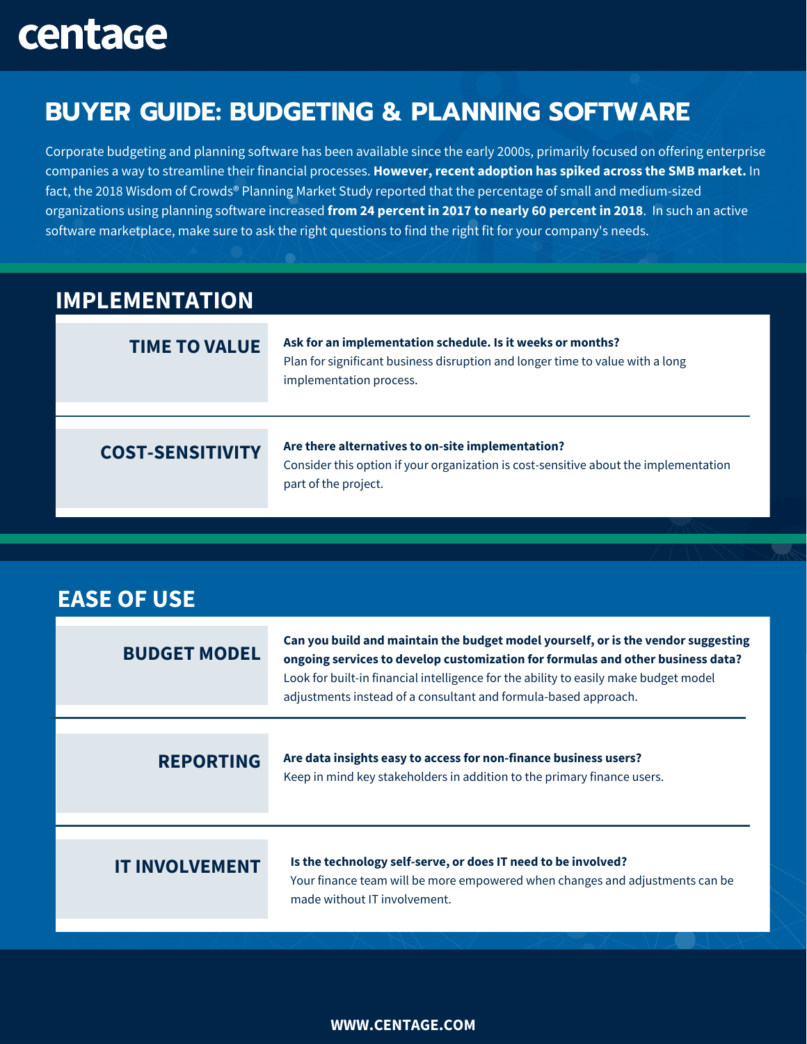centage

# BUYER GUIDE: BUDGETING & PLANNING SOFTWARE

Corporate budgeting and planning software has been available since the early 2000s, primarily focused on offering enterprise companies a way to streamline their financial processes. **However, recent adoption has spiked across the SMB market.** In fact, the 2018 Wisdom of Crowds® Planning Market Study reported that the percentage of small and medium-sized organizations using planning software increased **from 24 percent in 2017 to nearly 60 percent in 2018**. In such an active software marketplace, make sure to ask the right questions to find the right fit for your company's needs.

## IMPLEMENTATION

### TIME TO VALUE

**Ask for an implementation schedule. Is it weeks or months?**
Plan for significant business disruption and longer time to value with a long implementation process.

### COST-SENSITIVITY

**Are there alternatives to on-site implementation?**
Consider this option if your organization is cost-sensitive about the implementation part of the project.

## EASE OF USE

### BUDGET MODEL

**Can you build and maintain the budget model yourself, or is the vendor suggesting ongoing services to develop customization for formulas and other business data?**
Look for built-in financial intelligence for the ability to easily make budget model adjustments instead of a consultant and formula-based approach.

### REPORTING

**Are data insights easy to access for non-finance business users?**
Keep in mind key stakeholders in addition to the primary finance users.

### IT INVOLVEMENT

**Is the technology self-serve, or does IT need to be involved?**
Your finance team will be more empowered when changes and adjustments can be made without IT involvement.

**WWW.CENTAGE.COM**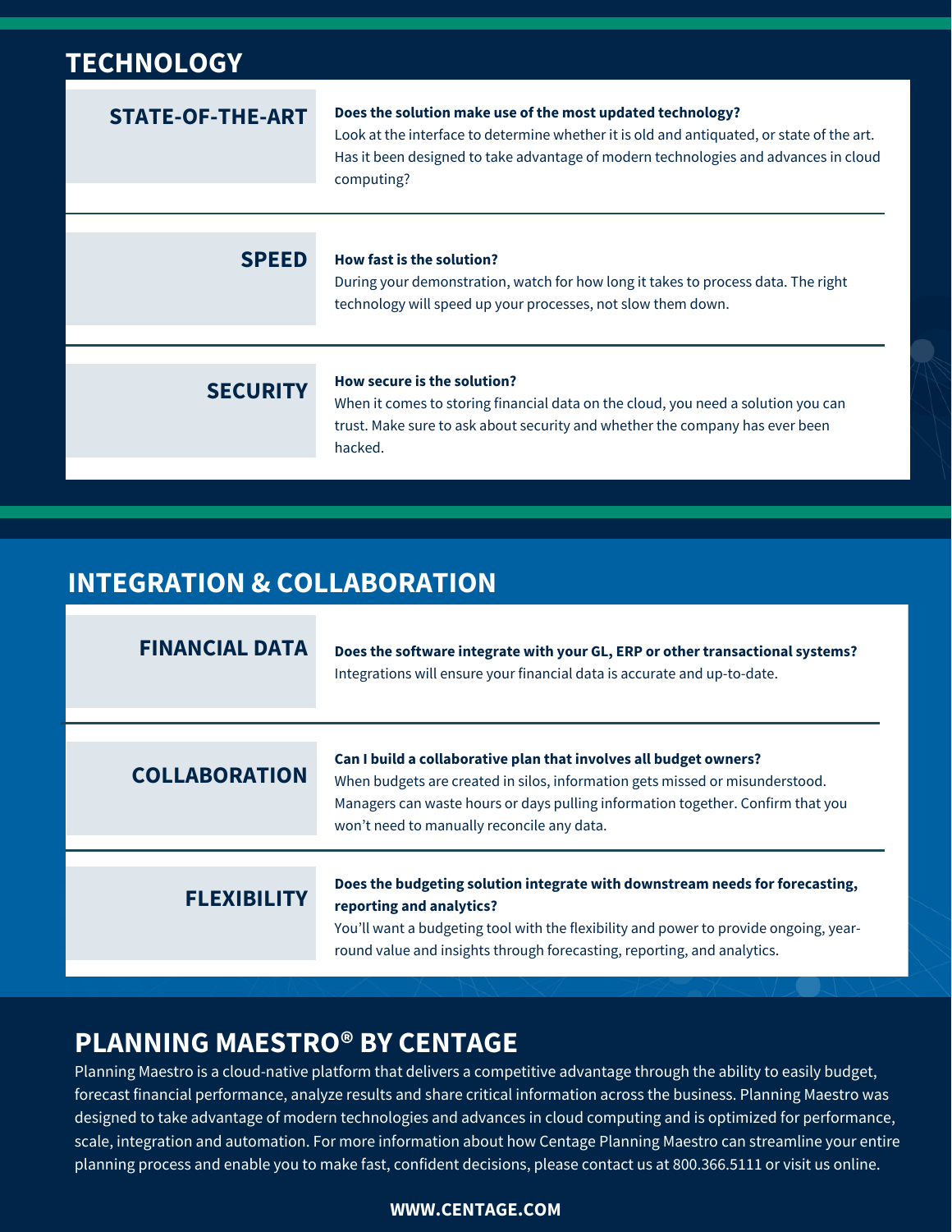## TECHNOLOGY

### STATE-OF-THE-ART

**Does the solution make use of the most updated technology?**
Look at the interface to determine whether it is old and antiquated, or state of the art. Has it been designed to take advantage of modern technologies and advances in cloud computing?

### SPEED

**How fast is the solution?**
During your demonstration, watch for how long it takes to process data. The right technology will speed up your processes, not slow them down.

### SECURITY

**How secure is the solution?**
When it comes to storing financial data on the cloud, you need a solution you can trust. Make sure to ask about security and whether the company has ever been hacked.

## INTEGRATION & COLLABORATION

### FINANCIAL DATA

**Does the software integrate with your GL, ERP or other transactional systems?**
Integrations will ensure your financial data is accurate and up-to-date.

### COLLABORATION

**Can I build a collaborative plan that involves all budget owners?**
When budgets are created in silos, information gets missed or misunderstood. Managers can waste hours or days pulling information together. Confirm that you won't need to manually reconcile any data.

### FLEXIBILITY

**Does the budgeting solution integrate with downstream needs for forecasting, reporting and analytics?**
You'll want a budgeting tool with the flexibility and power to provide ongoing, year-round value and insights through forecasting, reporting, and analytics.

## PLANNING MAESTRO® BY CENTAGE

Planning Maestro is a cloud-native platform that delivers a competitive advantage through the ability to easily budget, forecast financial performance, analyze results and share critical information across the business. Planning Maestro was designed to take advantage of modern technologies and advances in cloud computing and is optimized for performance, scale, integration and automation. For more information about how Centage Planning Maestro can streamline your entire planning process and enable you to make fast, confident decisions, please contact us at 800.366.5111 or visit us online.

**WWW.CENTAGE.COM**